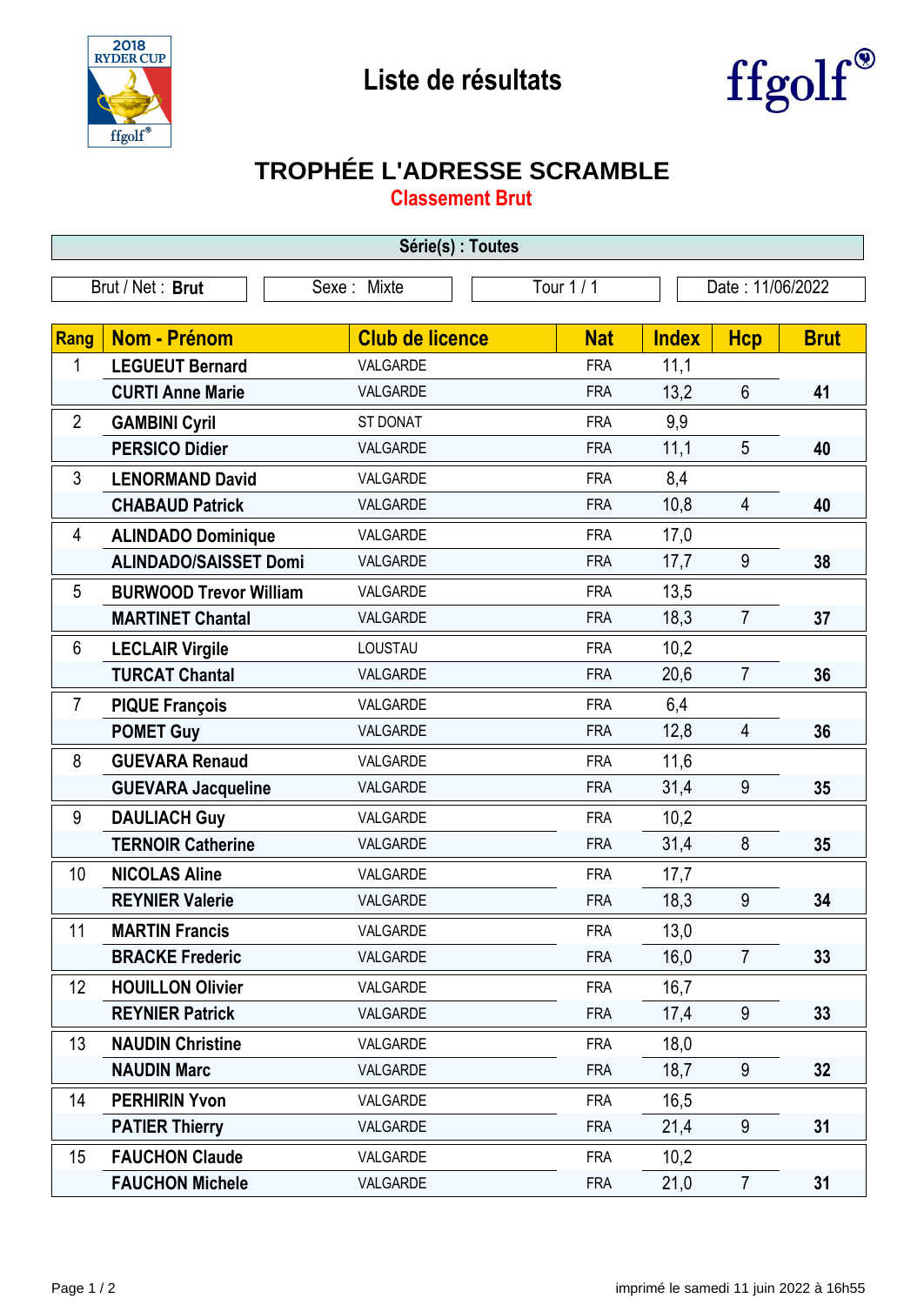Liste de résultats

# TROPHÉE L'ADRESSE SCRAMBLE

## Classement Brut

**Série(s) : Toutes**

Brut / Net : **Brut** | Sexe : Mixte | Tour 1 / 1 | Date : 11/06/2022

| Rang | Nom - Prénom | Club de licence | Nat | Index | Hcp | Brut |
|---|---|---|---|---|---|---|
| 1 | LEGUEUT Bernard | VALGARDE | FRA | 11,1 | | |
| | CURTI Anne Marie | VALGARDE | FRA | 13,2 | 6 | 41 |
| 2 | GAMBINI Cyril | ST DONAT | FRA | 9,9 | | |
| | PERSICO Didier | VALGARDE | FRA | 11,1 | 5 | 40 |
| 3 | LENORMAND David | VALGARDE | FRA | 8,4 | | |
| | CHABAUD Patrick | VALGARDE | FRA | 10,8 | 4 | 40 |
| 4 | ALINDADO Dominique | VALGARDE | FRA | 17,0 | | |
| | ALINDADO/SAISSET Domi | VALGARDE | FRA | 17,7 | 9 | 38 |
| 5 | BURWOOD Trevor William | VALGARDE | FRA | 13,5 | | |
| | MARTINET Chantal | VALGARDE | FRA | 18,3 | 7 | 37 |
| 6 | LECLAIR Virgile | LOUSTAU | FRA | 10,2 | | |
| | TURCAT Chantal | VALGARDE | FRA | 20,6 | 7 | 36 |
| 7 | PIQUE François | VALGARDE | FRA | 6,4 | | |
| | POMET Guy | VALGARDE | FRA | 12,8 | 4 | 36 |
| 8 | GUEVARA Renaud | VALGARDE | FRA | 11,6 | | |
| | GUEVARA Jacqueline | VALGARDE | FRA | 31,4 | 9 | 35 |
| 9 | DAULIACH Guy | VALGARDE | FRA | 10,2 | | |
| | TERNOIR Catherine | VALGARDE | FRA | 31,4 | 8 | 35 |
| 10 | NICOLAS Aline | VALGARDE | FRA | 17,7 | | |
| | REYNIER Valerie | VALGARDE | FRA | 18,3 | 9 | 34 |
| 11 | MARTIN Francis | VALGARDE | FRA | 13,0 | | |
| | BRACKE Frederic | VALGARDE | FRA | 16,0 | 7 | 33 |
| 12 | HOUILLON Olivier | VALGARDE | FRA | 16,7 | | |
| | REYNIER Patrick | VALGARDE | FRA | 17,4 | 9 | 33 |
| 13 | NAUDIN Christine | VALGARDE | FRA | 18,0 | | |
| | NAUDIN Marc | VALGARDE | FRA | 18,7 | 9 | 32 |
| 14 | PERHIRIN Yvon | VALGARDE | FRA | 16,5 | | |
| | PATIER Thierry | VALGARDE | FRA | 21,4 | 9 | 31 |
| 15 | FAUCHON Claude | VALGARDE | FRA | 10,2 | | |
| | FAUCHON Michele | VALGARDE | FRA | 21,0 | 7 | 31 |

imprimé le samedi 11 juin 2022 à 16h55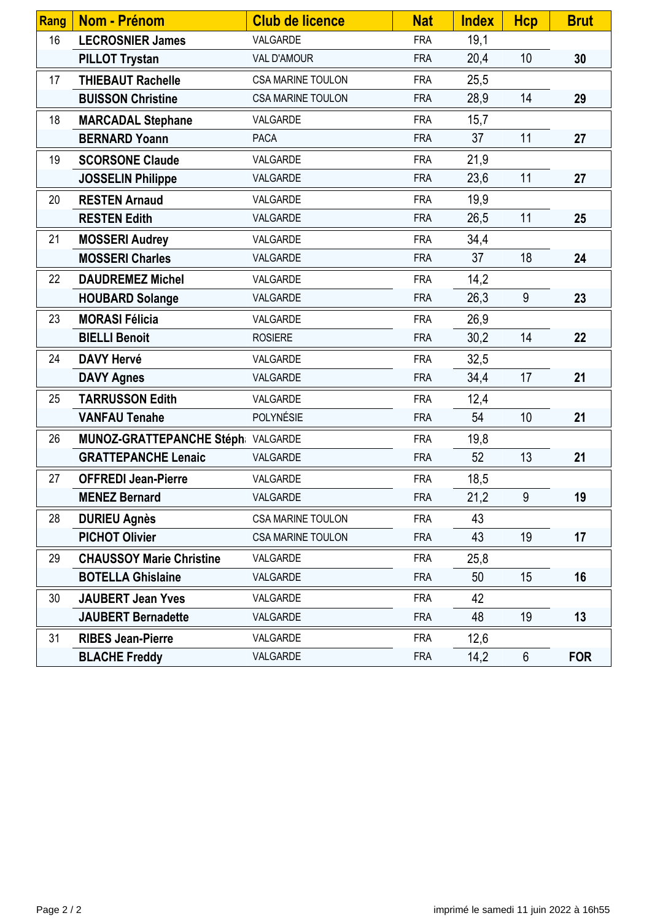| Rang | Nom - Prénom | Club de licence | Nat | Index | Hcp | Brut |
|---|---|---|---|---|---|---|
| 16 | LECROSNIER James | VALGARDE | FRA | 19,1 | | |
| | PILLOT Trystan | VAL D'AMOUR | FRA | 20,4 | 10 | 30 |
| 17 | THIEBAUT Rachelle | CSA MARINE TOULON | FRA | 25,5 | | |
| | BUISSON Christine | CSA MARINE TOULON | FRA | 28,9 | 14 | 29 |
| 18 | MARCADAL Stephane | VALGARDE | FRA | 15,7 | | |
| | BERNARD Yoann | PACA | FRA | 37 | 11 | 27 |
| 19 | SCORSONE Claude | VALGARDE | FRA | 21,9 | | |
| | JOSSELIN Philippe | VALGARDE | FRA | 23,6 | 11 | 27 |
| 20 | RESTEN Arnaud | VALGARDE | FRA | 19,9 | | |
| | RESTEN Edith | VALGARDE | FRA | 26,5 | 11 | 25 |
| 21 | MOSSERI Audrey | VALGARDE | FRA | 34,4 | | |
| | MOSSERI Charles | VALGARDE | FRA | 37 | 18 | 24 |
| 22 | DAUDREMEZ Michel | VALGARDE | FRA | 14,2 | | |
| | HOUBARD Solange | VALGARDE | FRA | 26,3 | 9 | 23 |
| 23 | MORASI Félicia | VALGARDE | FRA | 26,9 | | |
| | BIELLI Benoit | ROSIERE | FRA | 30,2 | 14 | 22 |
| 24 | DAVY Hervé | VALGARDE | FRA | 32,5 | | |
| | DAVY Agnes | VALGARDE | FRA | 34,4 | 17 | 21 |
| 25 | TARRUSSON Edith | VALGARDE | FRA | 12,4 | | |
| | VANFAU Tenahe | POLYNÉSIE | FRA | 54 | 10 | 21 |
| 26 | MUNOZ-GRATTEPANCHE Stéph | VALGARDE | FRA | 19,8 | | |
| | GRATTEPANCHE Lenaic | VALGARDE | FRA | 52 | 13 | 21 |
| 27 | OFFREDI Jean-Pierre | VALGARDE | FRA | 18,5 | | |
| | MENEZ Bernard | VALGARDE | FRA | 21,2 | 9 | 19 |
| 28 | DURIEU Agnès | CSA MARINE TOULON | FRA | 43 | | |
| | PICHOT Olivier | CSA MARINE TOULON | FRA | 43 | 19 | 17 |
| 29 | CHAUSSOY Marie Christine | VALGARDE | FRA | 25,8 | | |
| | BOTELLA Ghislaine | VALGARDE | FRA | 50 | 15 | 16 |
| 30 | JAUBERT Jean Yves | VALGARDE | FRA | 42 | | |
| | JAUBERT Bernadette | VALGARDE | FRA | 48 | 19 | 13 |
| 31 | RIBES Jean-Pierre | VALGARDE | FRA | 12,6 | | |
| | BLACHE Freddy | VALGARDE | FRA | 14,2 | 6 | FOR |

imprimé le samedi 11 juin 2022 à 16h55